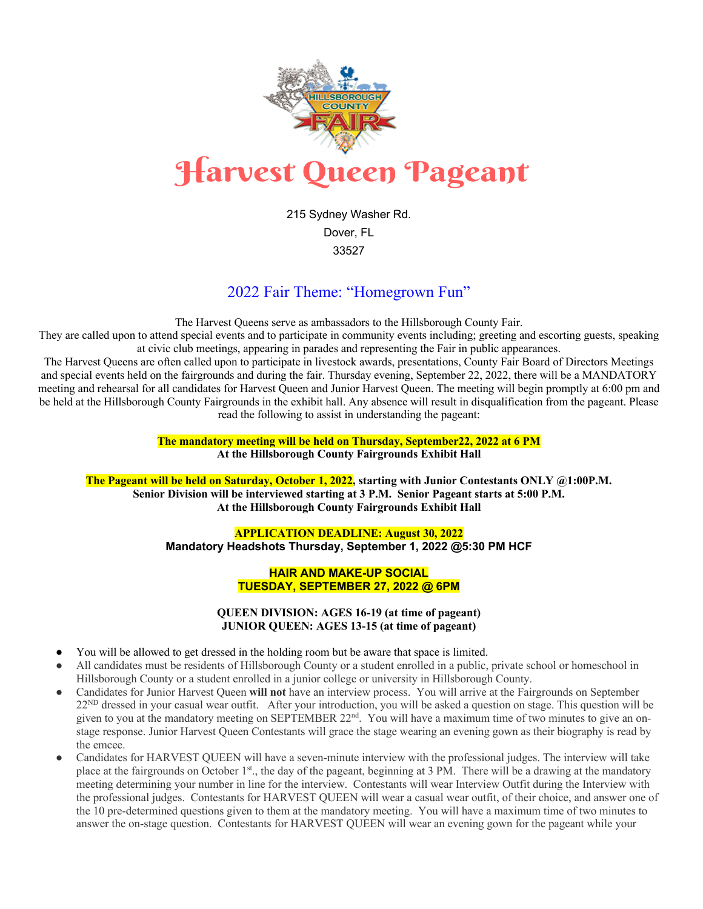# Harvest Queen Pageant

215 Sydney Washer Rd.
Dover, FL
33527

## 2022 Fair Theme: "Homegrown Fun"

The Harvest Queens serve as ambassadors to the Hillsborough County Fair.
They are called upon to attend special events and to participate in community events including; greeting and escorting guests, speaking at civic club meetings, appearing in parades and representing the Fair in public appearances.
The Harvest Queens are often called upon to participate in livestock awards, presentations, County Fair Board of Directors Meetings and special events held on the fairgrounds and during the fair. Thursday evening, September 22, 2022, there will be a MANDATORY meeting and rehearsal for all candidates for Harvest Queen and Junior Harvest Queen. The meeting will begin promptly at 6:00 pm and be held at the Hillsborough County Fairgrounds in the exhibit hall. Any absence will result in disqualification from the pageant. Please read the following to assist in understanding the pageant:

**The mandatory meeting will be held on Thursday, September22, 2022 at 6 PM**
**At the Hillsborough County Fairgrounds Exhibit Hall**

**The Pageant will be held on Saturday, October 1, 2022, starting with Junior Contestants ONLY @1:00P.M.**
**Senior Division will be interviewed starting at 3 P.M. Senior Pageant starts at 5:00 P.M.**
**At the Hillsborough County Fairgrounds Exhibit Hall**

**APPLICATION DEADLINE: August 30, 2022**
**Mandatory Headshots Thursday, September 1, 2022 @5:30 PM HCF**

**HAIR AND MAKE-UP SOCIAL**
**TUESDAY, SEPTEMBER 27, 2022 @ 6PM**

**QUEEN DIVISION: AGES 16-19 (at time of pageant)**
**JUNIOR QUEEN: AGES 13-15 (at time of pageant)**

- You will be allowed to get dressed in the holding room but be aware that space is limited.
- All candidates must be residents of Hillsborough County or a student enrolled in a public, private school or homeschool in Hillsborough County or a student enrolled in a junior college or university in Hillsborough County.
- Candidates for Junior Harvest Queen **will not** have an interview process. You will arrive at the Fairgrounds on September 22ND dressed in your casual wear outfit. After your introduction, you will be asked a question on stage. This question will be given to you at the mandatory meeting on SEPTEMBER 22nd. You will have a maximum time of two minutes to give an on-stage response. Junior Harvest Queen Contestants will grace the stage wearing an evening gown as their biography is read by the emcee.
- Candidates for HARVEST QUEEN will have a seven-minute interview with the professional judges. The interview will take place at the fairgrounds on October 1st., the day of the pageant, beginning at 3 PM. There will be a drawing at the mandatory meeting determining your number in line for the interview. Contestants will wear Interview Outfit during the Interview with the professional judges. Contestants for HARVEST QUEEN will wear a casual wear outfit, of their choice, and answer one of the 10 pre-determined questions given to them at the mandatory meeting. You will have a maximum time of two minutes to answer the on-stage question. Contestants for HARVEST QUEEN will wear an evening gown for the pageant while your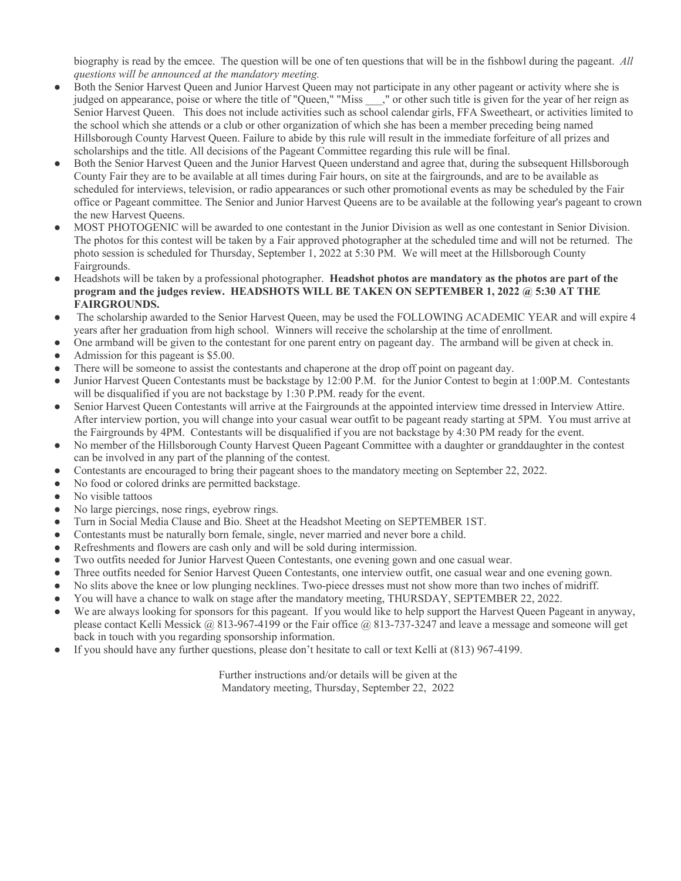biography is read by the emcee. The question will be one of ten questions that will be in the fishbowl during the pageant. *All questions will be announced at the mandatory meeting.*

- Both the Senior Harvest Queen and Junior Harvest Queen may not participate in any other pageant or activity where she is judged on appearance, poise or where the title of "Queen," "Miss ___," or other such title is given for the year of her reign as Senior Harvest Queen. This does not include activities such as school calendar girls, FFA Sweetheart, or activities limited to the school which she attends or a club or other organization of which she has been a member preceding being named Hillsborough County Harvest Queen. Failure to abide by this rule will result in the immediate forfeiture of all prizes and scholarships and the title. All decisions of the Pageant Committee regarding this rule will be final.
- Both the Senior Harvest Queen and the Junior Harvest Queen understand and agree that, during the subsequent Hillsborough County Fair they are to be available at all times during Fair hours, on site at the fairgrounds, and are to be available as scheduled for interviews, television, or radio appearances or such other promotional events as may be scheduled by the Fair office or Pageant committee. The Senior and Junior Harvest Queens are to be available at the following year's pageant to crown the new Harvest Queens.
- MOST PHOTOGENIC will be awarded to one contestant in the Junior Division as well as one contestant in Senior Division. The photos for this contest will be taken by a Fair approved photographer at the scheduled time and will not be returned. The photo session is scheduled for Thursday, September 1, 2022 at 5:30 PM. We will meet at the Hillsborough County Fairgrounds.
- Headshots will be taken by a professional photographer. **Headshot photos are mandatory as the photos are part of the program and the judges review. HEADSHOTS WILL BE TAKEN ON SEPTEMBER 1, 2022 @ 5:30 AT THE FAIRGROUNDS.**
- The scholarship awarded to the Senior Harvest Queen, may be used the FOLLOWING ACADEMIC YEAR and will expire 4 years after her graduation from high school. Winners will receive the scholarship at the time of enrollment.
- One armband will be given to the contestant for one parent entry on pageant day. The armband will be given at check in.
- Admission for this pageant is $5.00.
- There will be someone to assist the contestants and chaperone at the drop off point on pageant day.
- Junior Harvest Queen Contestants must be backstage by 12:00 P.M. for the Junior Contest to begin at 1:00P.M. Contestants will be disqualified if you are not backstage by 1:30 P.PM. ready for the event.
- Senior Harvest Queen Contestants will arrive at the Fairgrounds at the appointed interview time dressed in Interview Attire. After interview portion, you will change into your casual wear outfit to be pageant ready starting at 5PM. You must arrive at the Fairgrounds by 4PM. Contestants will be disqualified if you are not backstage by 4:30 PM ready for the event.
- No member of the Hillsborough County Harvest Queen Pageant Committee with a daughter or granddaughter in the contest can be involved in any part of the planning of the contest.
- Contestants are encouraged to bring their pageant shoes to the mandatory meeting on September 22, 2022.
- No food or colored drinks are permitted backstage.
- No visible tattoos
- No large piercings, nose rings, eyebrow rings.
- Turn in Social Media Clause and Bio. Sheet at the Headshot Meeting on SEPTEMBER 1ST.
- Contestants must be naturally born female, single, never married and never bore a child.
- Refreshments and flowers are cash only and will be sold during intermission.
- Two outfits needed for Junior Harvest Queen Contestants, one evening gown and one casual wear.
- Three outfits needed for Senior Harvest Queen Contestants, one interview outfit, one casual wear and one evening gown.
- No slits above the knee or low plunging necklines. Two-piece dresses must not show more than two inches of midriff.
- You will have a chance to walk on stage after the mandatory meeting, THURSDAY, SEPTEMBER 22, 2022.
- We are always looking for sponsors for this pageant. If you would like to help support the Harvest Queen Pageant in anyway, please contact Kelli Messick @ 813-967-4199 or the Fair office @ 813-737-3247 and leave a message and someone will get back in touch with you regarding sponsorship information.
- If you should have any further questions, please don't hesitate to call or text Kelli at (813) 967-4199.

Further instructions and/or details will be given at the
Mandatory meeting, Thursday, September 22, 2022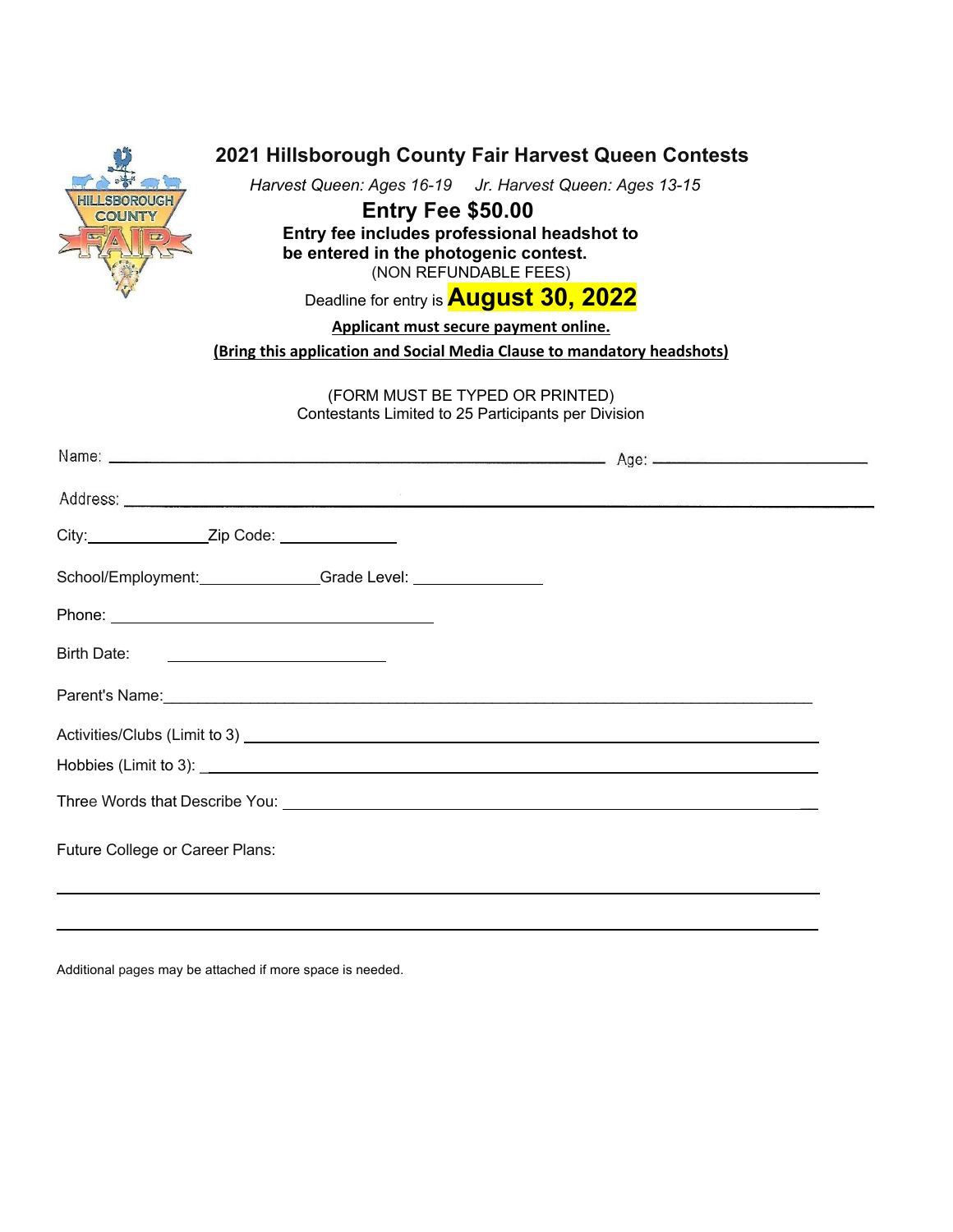# 2021 Hillsborough County Fair Harvest Queen Contests

*Harvest Queen: Ages 16-19*     *Jr. Harvest Queen: Ages 13-15*

**Entry Fee $50.00**

**Entry fee includes professional headshot to be entered in the photogenic contest.**

(NON REFUNDABLE FEES)

Deadline for entry is **August 30, 2022**

**Applicant must secure payment online.**

**(Bring this application and Social Media Clause to mandatory headshots)**

(FORM MUST BE TYPED OR PRINTED)
Contestants Limited to 25 Participants per Division

Name: ______________________________ Age: ______________

Address: ____________________________________________

City: ______________ Zip Code: ______________

School/Employment: ______________ Grade Level: ______________

Phone: ______________________________

Birth Date: ______________________

Parent's Name: ____________________________________________

Activities/Clubs (Limit to 3) ____________________________________________

Hobbies (Limit to 3): ____________________________________________

Three Words that Describe You: ____________________________________________

Future College or Career Plans:

____________________________________________

____________________________________________

Additional pages may be attached if more space is needed.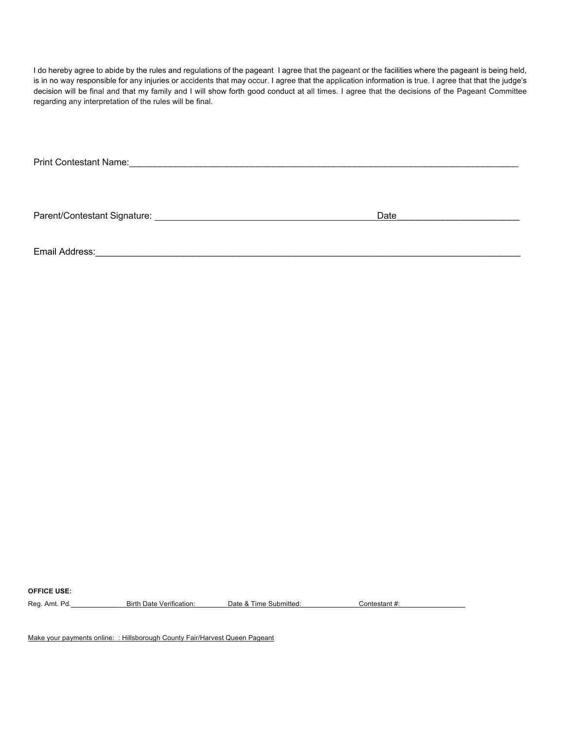I do hereby agree to abide by the rules and regulations of the pageant  I agree that the pageant or the facilities where the pageant is being held, is in no way responsible for any injuries or accidents that may occur. I agree that the application information is true. I agree that that the judge's decision will be final and that my family and I will show forth good conduct at all times. I agree that the decisions of the Pageant Committee regarding any interpretation of the rules will be final.

Print Contestant Name:_______________________________________________________________________________

Parent/Contestant Signature: _____________________________________________Date________________________

Email Address:_____________________________________________________________________________________

**OFFICE USE:**

Reg. Amt. Pd.______________ Birth Date Verification:________ Date & Time Submitted:______________ Contestant #:________________

Make your payments online:  : Hillsborough County Fair/Harvest Queen Pageant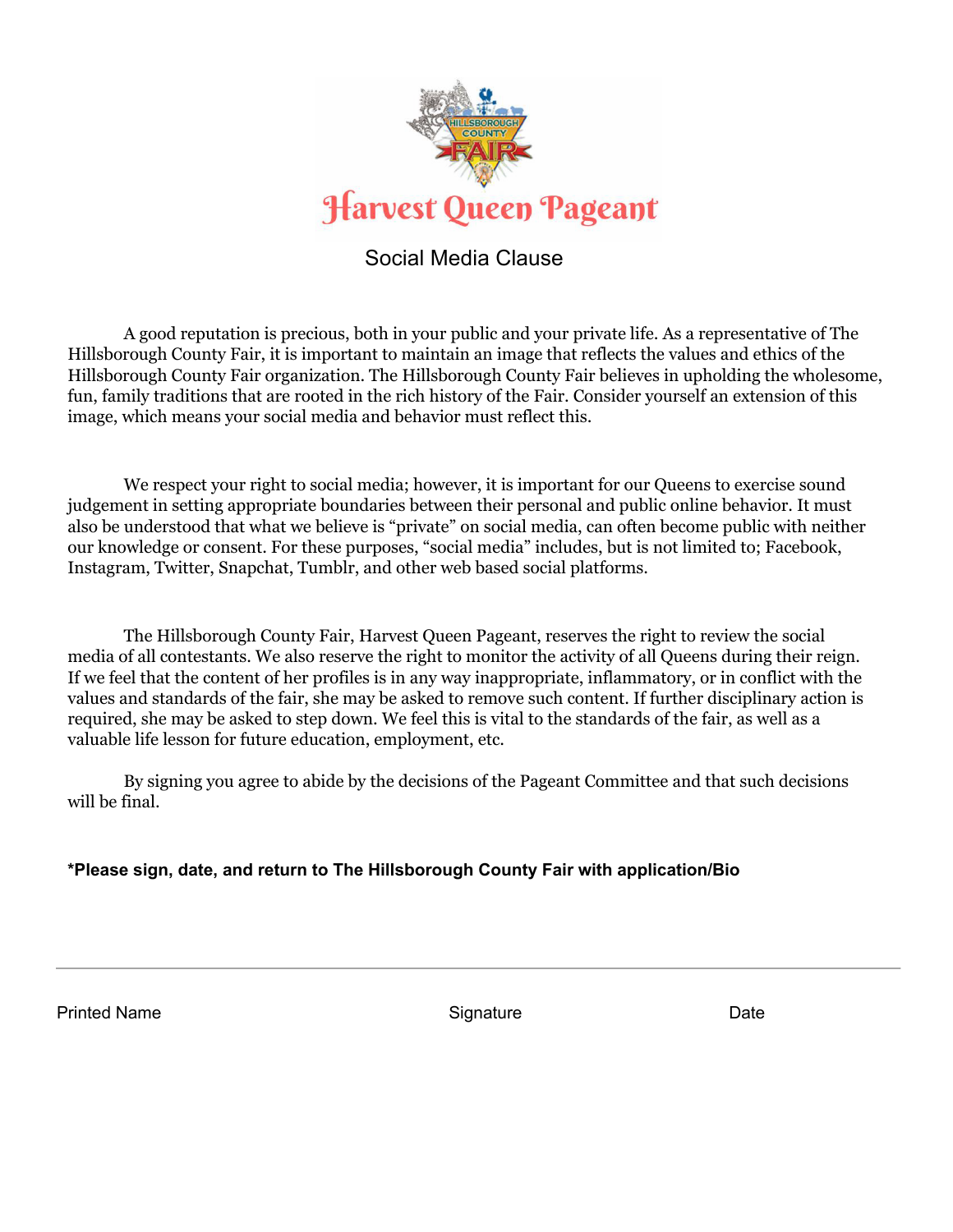# Harvest Queen Pageant

## Social Media Clause

A good reputation is precious, both in your public and your private life. As a representative of The Hillsborough County Fair, it is important to maintain an image that reflects the values and ethics of the Hillsborough County Fair organization. The Hillsborough County Fair believes in upholding the wholesome, fun, family traditions that are rooted in the rich history of the Fair. Consider yourself an extension of this image, which means your social media and behavior must reflect this.

We respect your right to social media; however, it is important for our Queens to exercise sound judgement in setting appropriate boundaries between their personal and public online behavior. It must also be understood that what we believe is "private" on social media, can often become public with neither our knowledge or consent. For these purposes, "social media" includes, but is not limited to; Facebook, Instagram, Twitter, Snapchat, Tumblr, and other web based social platforms.

The Hillsborough County Fair, Harvest Queen Pageant, reserves the right to review the social media of all contestants. We also reserve the right to monitor the activity of all Queens during their reign. If we feel that the content of her profiles is in any way inappropriate, inflammatory, or in conflict with the values and standards of the fair, she may be asked to remove such content. If further disciplinary action is required, she may be asked to step down. We feel this is vital to the standards of the fair, as well as a valuable life lesson for future education, employment, etc.

By signing you agree to abide by the decisions of the Pageant Committee and that such decisions will be final.

**\*Please sign, date, and return to The Hillsborough County Fair with application/Bio**

---

Printed Name Signature Date